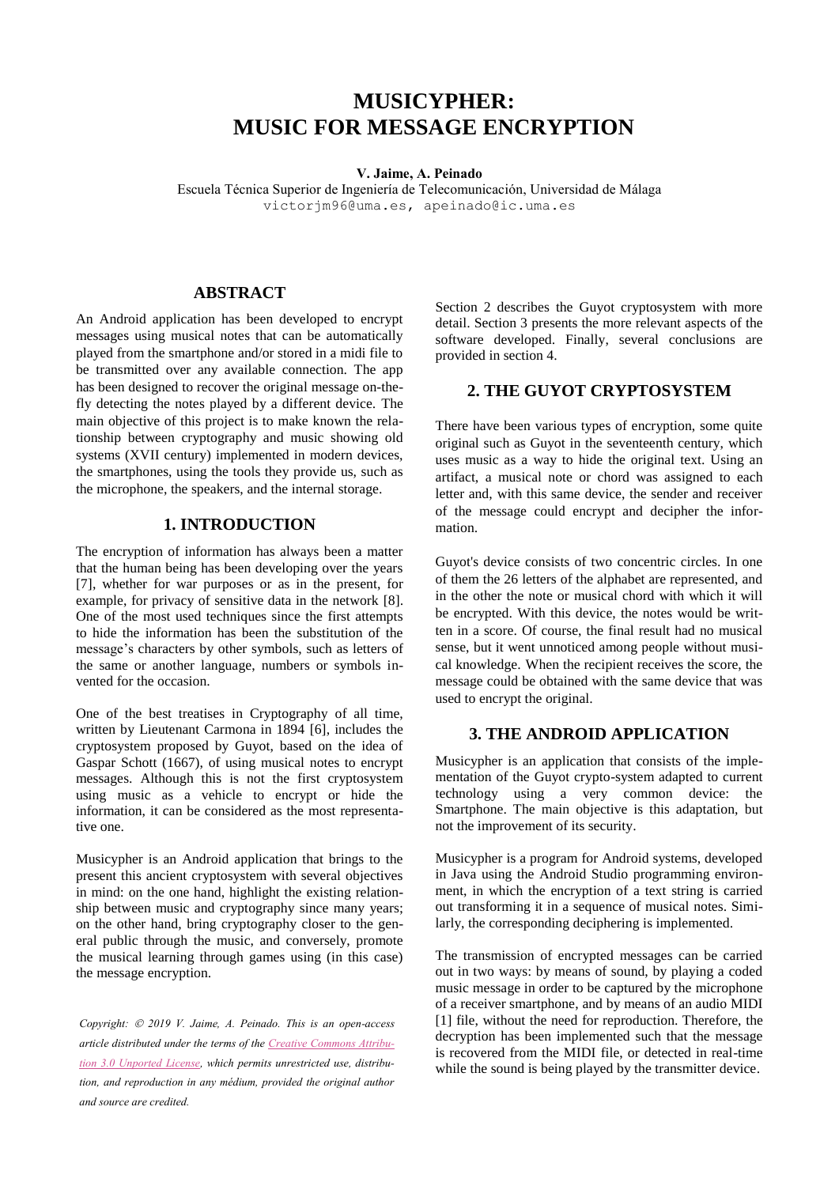# MUSICYPHER: MUSIC FOR MESSAGE ENCRYPTION

**V. Jaime, A. Peinado**

Escuela Técnica Superior de Ingeniería de Telecomunicación, Universidad de Málaga

victorjm96@uma.es, apeinado@ic.uma.es

## ABSTRACT

An Android application has been developed to encrypt messages using musical notes that can be automatically played from the smartphone and/or stored in a midi file to be transmitted over any available connection. The app has been designed to recover the original message on-the-fly detecting the notes played by a different device. The main objective of this project is to make known the relationship between cryptography and music showing old systems (XVII century) implemented in modern devices, the smartphones, using the tools they provide us, such as the microphone, the speakers, and the internal storage.

## 1. INTRODUCTION

The encryption of information has always been a matter that the human being has been developing over the years [7], whether for war purposes or as in the present, for example, for privacy of sensitive data in the network [8]. One of the most used techniques since the first attempts to hide the information has been the substitution of the message's characters by other symbols, such as letters of the same or another language, numbers or symbols invented for the occasion.

One of the best treatises in Cryptography of all time, written by Lieutenant Carmona in 1894 [6], includes the cryptosystem proposed by Guyot, based on the idea of Gaspar Schott (1667), of using musical notes to encrypt messages. Although this is not the first cryptosystem using music as a vehicle to encrypt or hide the information, it can be considered as the most representative one.

Musicypher is an Android application that brings to the present this ancient cryptosystem with several objectives in mind: on the one hand, highlight the existing relationship between music and cryptography since many years; on the other hand, bring cryptography closer to the general public through the music, and conversely, promote the musical learning through games using (in this case) the message encryption.

*Copyright: © 2019 V. Jaime, A. Peinado. This is an open-access article distributed under the terms of the Creative Commons Attribution 3.0 Unported License, which permits unrestricted use, distribution, and reproduction in any médium, provided the original author and source are credited.*

Section 2 describes the Guyot cryptosystem with more detail. Section 3 presents the more relevant aspects of the software developed. Finally, several conclusions are provided in section 4.

## 2. THE GUYOT CRYPTOSYSTEM

There have been various types of encryption, some quite original such as Guyot in the seventeenth century, which uses music as a way to hide the original text. Using an artifact, a musical note or chord was assigned to each letter and, with this same device, the sender and receiver of the message could encrypt and decipher the information.

Guyot's device consists of two concentric circles. In one of them the 26 letters of the alphabet are represented, and in the other the note or musical chord with which it will be encrypted. With this device, the notes would be written in a score. Of course, the final result had no musical sense, but it went unnoticed among people without musical knowledge. When the recipient receives the score, the message could be obtained with the same device that was used to encrypt the original.

## 3. THE ANDROID APPLICATION

Musicypher is an application that consists of the implementation of the Guyot crypto-system adapted to current technology using a very common device: the Smartphone. The main objective is this adaptation, but not the improvement of its security.

Musicypher is a program for Android systems, developed in Java using the Android Studio programming environment, in which the encryption of a text string is carried out transforming it in a sequence of musical notes. Similarly, the corresponding deciphering is implemented.

The transmission of encrypted messages can be carried out in two ways: by means of sound, by playing a coded music message in order to be captured by the microphone of a receiver smartphone, and by means of an audio MIDI [1] file, without the need for reproduction. Therefore, the decryption has been implemented such that the message is recovered from the MIDI file, or detected in real-time while the sound is being played by the transmitter device.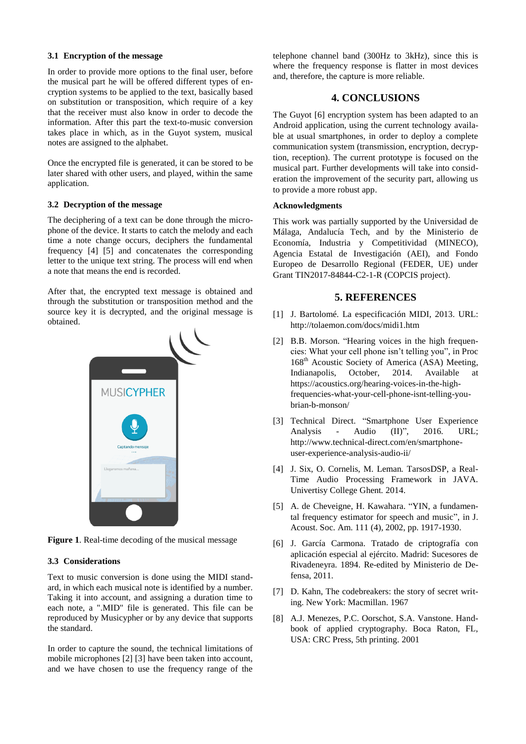### 3.1 Encryption of the message

In order to provide more options to the final user, before the musical part he will be offered different types of encryption systems to be applied to the text, basically based on substitution or transposition, which require of a key that the receiver must also know in order to decode the information. After this part the text-to-music conversion takes place in which, as in the Guyot system, musical notes are assigned to the alphabet.

Once the encrypted file is generated, it can be stored to be later shared with other users, and played, within the same application.

### 3.2 Decryption of the message

The deciphering of a text can be done through the microphone of the device. It starts to catch the melody and each time a note change occurs, deciphers the fundamental frequency [4] [5] and concatenates the corresponding letter to the unique text string. The process will end when a note that means the end is recorded.

After that, the encrypted text message is obtained and through the substitution or transposition method and the source key it is decrypted, and the original message is obtained.

**Figure 1**. Real-time decoding of the musical message

### 3.3 Considerations

Text to music conversion is done using the MIDI standard, in which each musical note is identified by a number. Taking it into account, and assigning a duration time to each note, a ".MID" file is generated. This file can be reproduced by Musicypher or by any device that supports the standard.

In order to capture the sound, the technical limitations of mobile microphones [2] [3] have been taken into account, and we have chosen to use the frequency range of the telephone channel band (300Hz to 3kHz), since this is where the frequency response is flatter in most devices and, therefore, the capture is more reliable.

## 4. CONCLUSIONS

The Guyot [6] encryption system has been adapted to an Android application, using the current technology available at usual smartphones, in order to deploy a complete communication system (transmission, encryption, decryption, reception). The current prototype is focused on the musical part. Further developments will take into consideration the improvement of the security part, allowing us to provide a more robust app.

### Acknowledgments

This work was partially supported by the Universidad de Málaga, Andalucía Tech, and by the Ministerio de Economía, Industria y Competitividad (MINECO), Agencia Estatal de Investigación (AEI), and Fondo Europeo de Desarrollo Regional (FEDER, UE) under Grant TIN2017-84844-C2-1-R (COPCIS project).

## 5. REFERENCES

[1] J. Bartolomé. La especificación MIDI, 2013. URL: http://tolaemon.com/docs/midi1.htm

[2] B.B. Morson. "Hearing voices in the high frequencies: What your cell phone isn't telling you", in Proc 168th Acoustic Society of America (ASA) Meeting, Indianapolis, October, 2014. Available at https://acoustics.org/hearing-voices-in-the-high-frequencies-what-your-cell-phone-isnt-telling-you-brian-b-monson/

[3] Technical Direct. "Smartphone User Experience Analysis - Audio (II)", 2016. URL; http://www.technical-direct.com/en/smartphone-user-experience-analysis-audio-ii/

[4] J. Six, O. Cornelis, M. Leman. TarsosDSP, a Real-Time Audio Processing Framework in JAVA. Univertisy College Ghent. 2014.

[5] A. de Cheveigne, H. Kawahara. "YIN, a fundamental frequency estimator for speech and music", in J. Acoust. Soc. Am. 111 (4), 2002, pp. 1917-1930.

[6] J. García Carmona. Tratado de criptografía con aplicación especial al ejército. Madrid: Sucesores de Rivadeneyra. 1894. Re-edited by Ministerio de Defensa, 2011.

[7] D. Kahn, The codebreakers: the story of secret writing. New York: Macmillan. 1967

[8] A.J. Menezes, P.C. Oorschot, S.A. Vanstone. Handbook of applied cryptography. Boca Raton, FL, USA: CRC Press, 5th printing. 2001